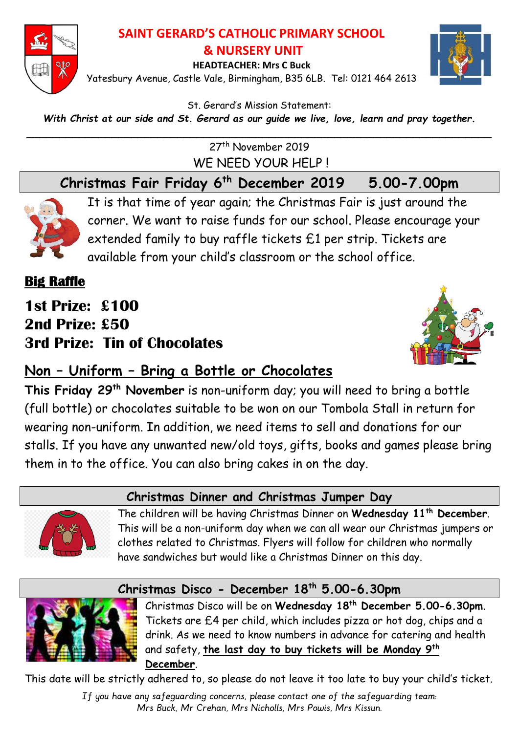# SAINT GERARD'S CATHOLIC PRIMARY SCHOOL & NURSERY UNIT

**HEADTEACHER: Mrs C Buck**

Yatesbury Avenue, Castle Vale, Birmingham, B35 6LB. Tel: 0121 464 2613

St. Gerard's Mission Statement:

***With Christ at our side and St. Gerard as our guide we live, love, learn and pray together.***

---

27th November 2019

WE NEED YOUR HELP !

## Christmas Fair Friday 6th December 2019 5.00-7.00pm

It is that time of year again; the Christmas Fair is just around the corner. We want to raise funds for our school. Please encourage your extended family to buy raffle tickets £1 per strip. Tickets are available from your child's classroom or the school office.

### Big Raffle

**1st Prize: £100**

**2nd Prize: £50**

**3rd Prize: Tin of Chocolates**

## Non – Uniform – Bring a Bottle or Chocolates

**This Friday 29th November** is non-uniform day; you will need to bring a bottle (full bottle) or chocolates suitable to be won on our Tombola Stall in return for wearing non-uniform. In addition, we need items to sell and donations for our stalls. If you have any unwanted new/old toys, gifts, books and games please bring them in to the office. You can also bring cakes in on the day.

## Christmas Dinner and Christmas Jumper Day

The children will be having Christmas Dinner on **Wednesday 11th December**. This will be a non-uniform day when we can all wear our Christmas jumpers or clothes related to Christmas. Flyers will follow for children who normally have sandwiches but would like a Christmas Dinner on this day.

## Christmas Disco - December 18th 5.00-6.30pm

Christmas Disco will be on **Wednesday 18th December 5.00-6.30pm**. Tickets are £4 per child, which includes pizza or hot dog, chips and a drink. As we need to know numbers in advance for catering and health and safety, **the last day to buy tickets will be Monday 9th December**.

This date will be strictly adhered to, so please do not leave it too late to buy your child's ticket.

*If you have any safeguarding concerns, please contact one of the safeguarding team:*
*Mrs Buck, Mr Crehan, Mrs Nicholls, Mrs Powis, Mrs Kissun.*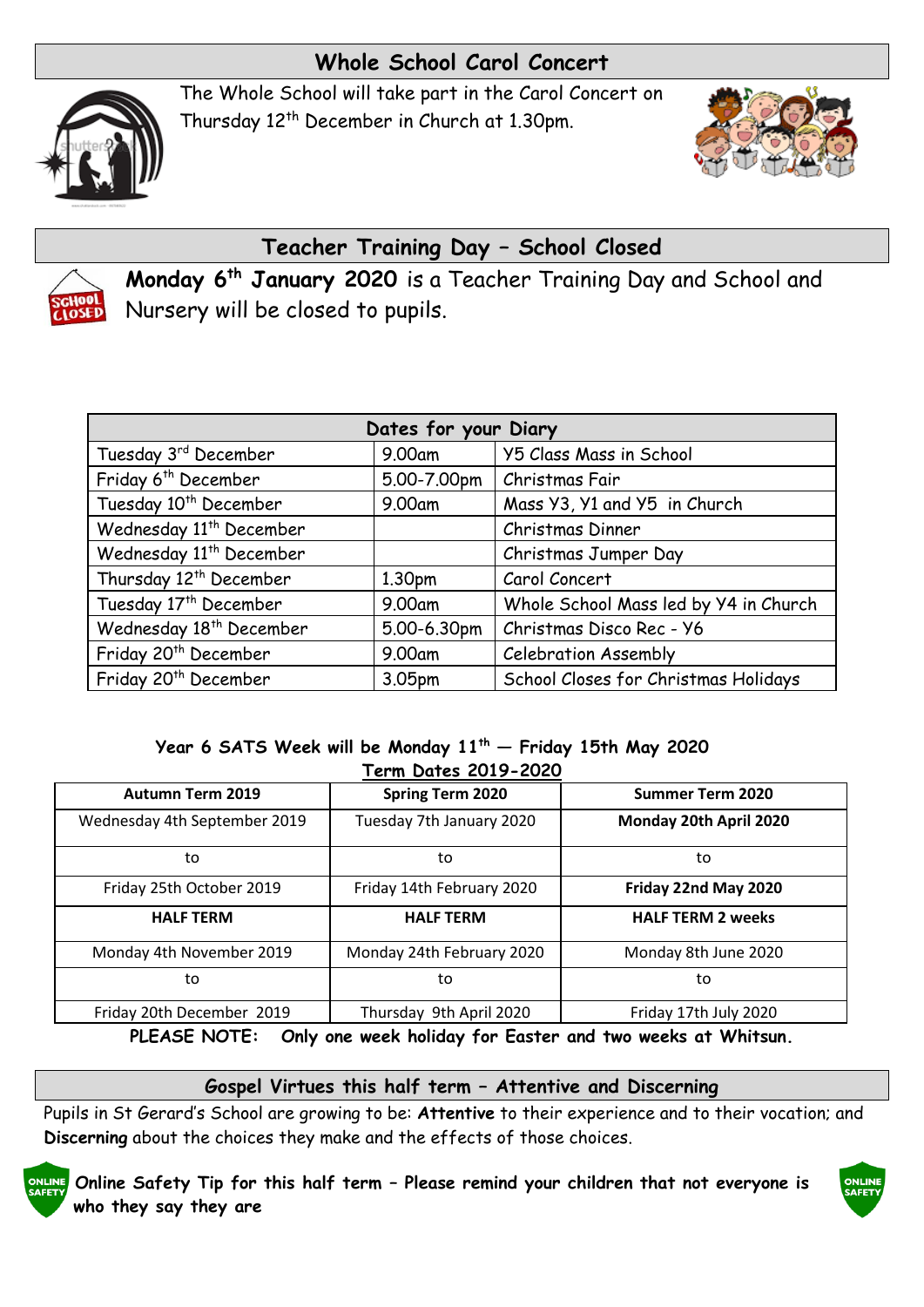## Whole School Carol Concert

The Whole School will take part in the Carol Concert on Thursday 12th December in Church at 1.30pm.

## Teacher Training Day – School Closed

**Monday 6th January 2020** is a Teacher Training Day and School and Nursery will be closed to pupils.

| Dates for your Diary | | |
|---|---|---|
| Tuesday 3rd December | 9.00am | Y5 Class Mass in School |
| Friday 6th December | 5.00-7.00pm | Christmas Fair |
| Tuesday 10th December | 9.00am | Mass Y3, Y1 and Y5 in Church |
| Wednesday 11th December | | Christmas Dinner |
| Wednesday 11th December | | Christmas Jumper Day |
| Thursday 12th December | 1.30pm | Carol Concert |
| Tuesday 17th December | 9.00am | Whole School Mass led by Y4 in Church |
| Wednesday 18th December | 5.00-6.30pm | Christmas Disco Rec - Y6 |
| Friday 20th December | 9.00am | Celebration Assembly |
| Friday 20th December | 3.05pm | School Closes for Christmas Holidays |

**Year 6 SATS Week will be Monday 11th — Friday 15th May 2020**

**Term Dates 2019-2020**

| Autumn Term 2019 | Spring Term 2020 | Summer Term 2020 |
|---|---|---|
| Wednesday 4th September 2019 | Tuesday 7th January 2020 | **Monday 20th April 2020** |
| to | to | to |
| Friday 25th October 2019 | Friday 14th February 2020 | **Friday 22nd May 2020** |
| **HALF TERM** | **HALF TERM** | **HALF TERM 2 weeks** |
| Monday 4th November 2019 | Monday 24th February 2020 | Monday 8th June 2020 |
| to | to | to |
| Friday 20th December 2019 | Thursday 9th April 2020 | Friday 17th July 2020 |

**PLEASE NOTE: Only one week holiday for Easter and two weeks at Whitsun.**

## Gospel Virtues this half term – Attentive and Discerning

Pupils in St Gerard's School are growing to be: **Attentive** to their experience and to their vocation; and **Discerning** about the choices they make and the effects of those choices.

**Online Safety Tip for this half term – Please remind your children that not everyone is who they say they are**